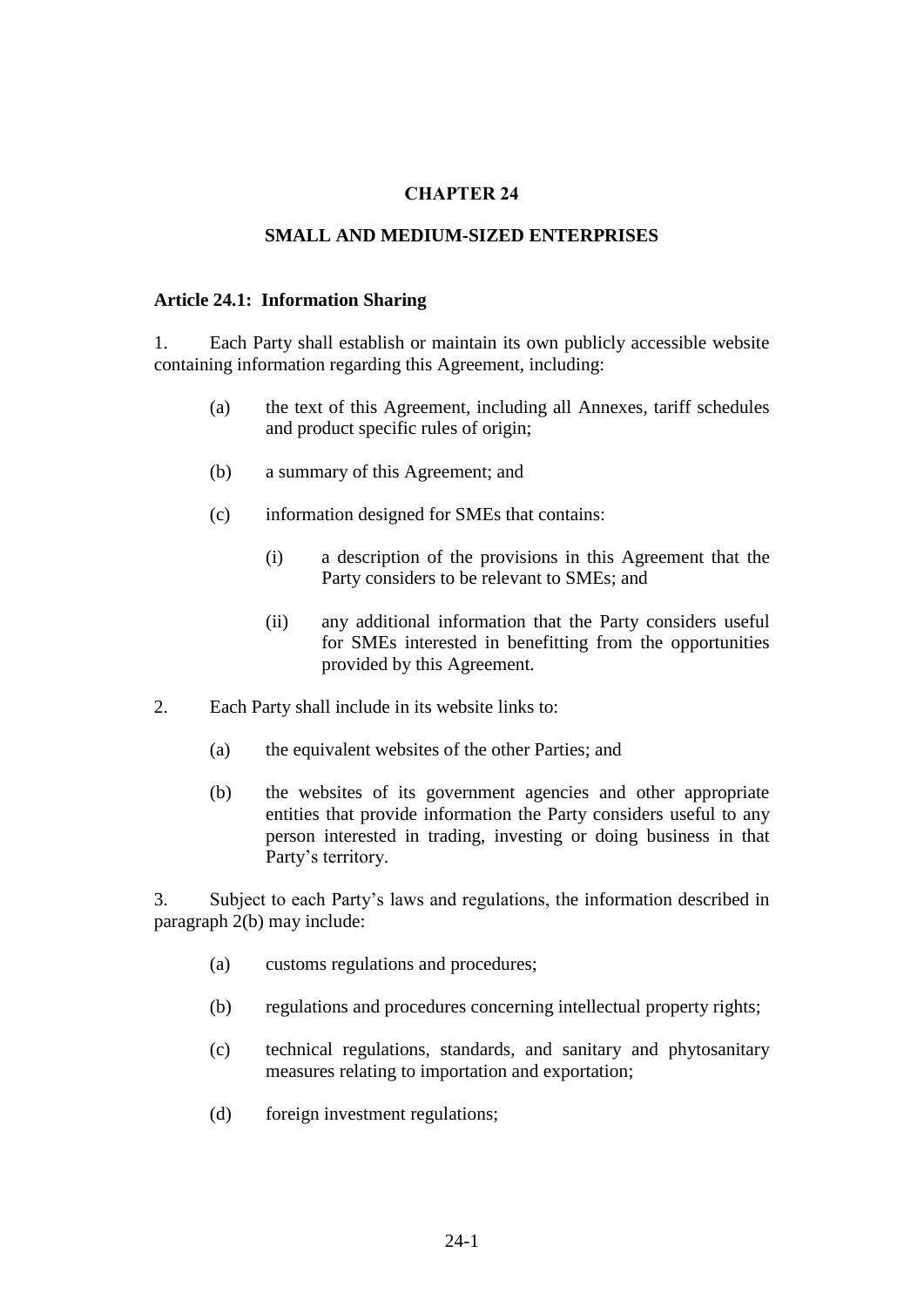# CHAPTER 24

# SMALL AND MEDIUM-SIZED ENTERPRISES

### Article 24.1: Information Sharing

1. Each Party shall establish or maintain its own publicly accessible website containing information regarding this Agreement, including:

   (a) the text of this Agreement, including all Annexes, tariff schedules and product specific rules of origin;

   (b) a summary of this Agreement; and

   (c) information designed for SMEs that contains:

      (i) a description of the provisions in this Agreement that the Party considers to be relevant to SMEs; and

      (ii) any additional information that the Party considers useful for SMEs interested in benefitting from the opportunities provided by this Agreement.

2. Each Party shall include in its website links to:

   (a) the equivalent websites of the other Parties; and

   (b) the websites of its government agencies and other appropriate entities that provide information the Party considers useful to any person interested in trading, investing or doing business in that Party's territory.

3. Subject to each Party's laws and regulations, the information described in paragraph 2(b) may include:

   (a) customs regulations and procedures;

   (b) regulations and procedures concerning intellectual property rights;

   (c) technical regulations, standards, and sanitary and phytosanitary measures relating to importation and exportation;

   (d) foreign investment regulations;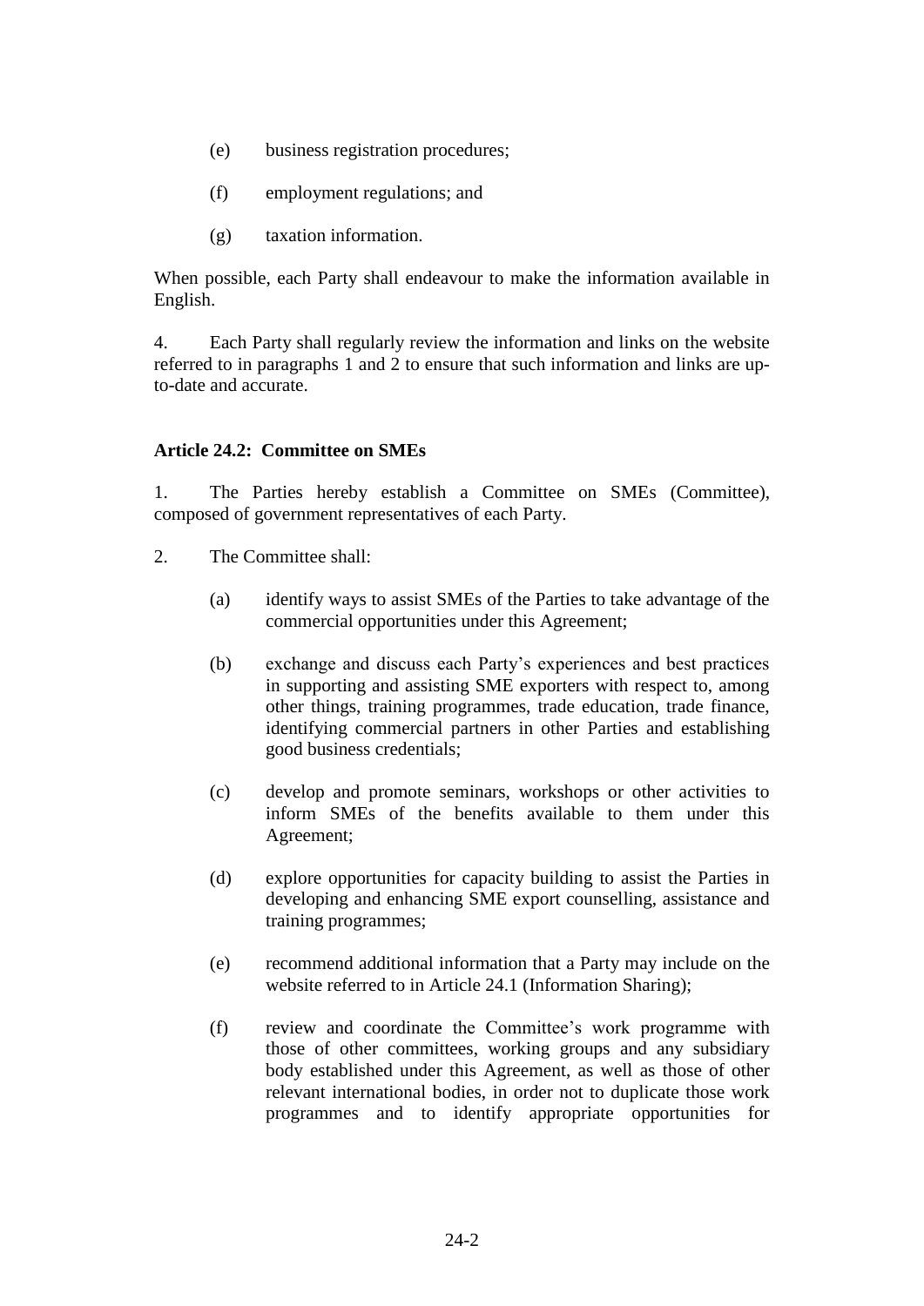(e) business registration procedures;

(f) employment regulations; and

(g) taxation information.

When possible, each Party shall endeavour to make the information available in English.

4. Each Party shall regularly review the information and links on the website referred to in paragraphs 1 and 2 to ensure that such information and links are up-to-date and accurate.

**Article 24.2: Committee on SMEs**

1. The Parties hereby establish a Committee on SMEs (Committee), composed of government representatives of each Party.

2. The Committee shall:

(a) identify ways to assist SMEs of the Parties to take advantage of the commercial opportunities under this Agreement;

(b) exchange and discuss each Party's experiences and best practices in supporting and assisting SME exporters with respect to, among other things, training programmes, trade education, trade finance, identifying commercial partners in other Parties and establishing good business credentials;

(c) develop and promote seminars, workshops or other activities to inform SMEs of the benefits available to them under this Agreement;

(d) explore opportunities for capacity building to assist the Parties in developing and enhancing SME export counselling, assistance and training programmes;

(e) recommend additional information that a Party may include on the website referred to in Article 24.1 (Information Sharing);

(f) review and coordinate the Committee's work programme with those of other committees, working groups and any subsidiary body established under this Agreement, as well as those of other relevant international bodies, in order not to duplicate those work programmes and to identify appropriate opportunities for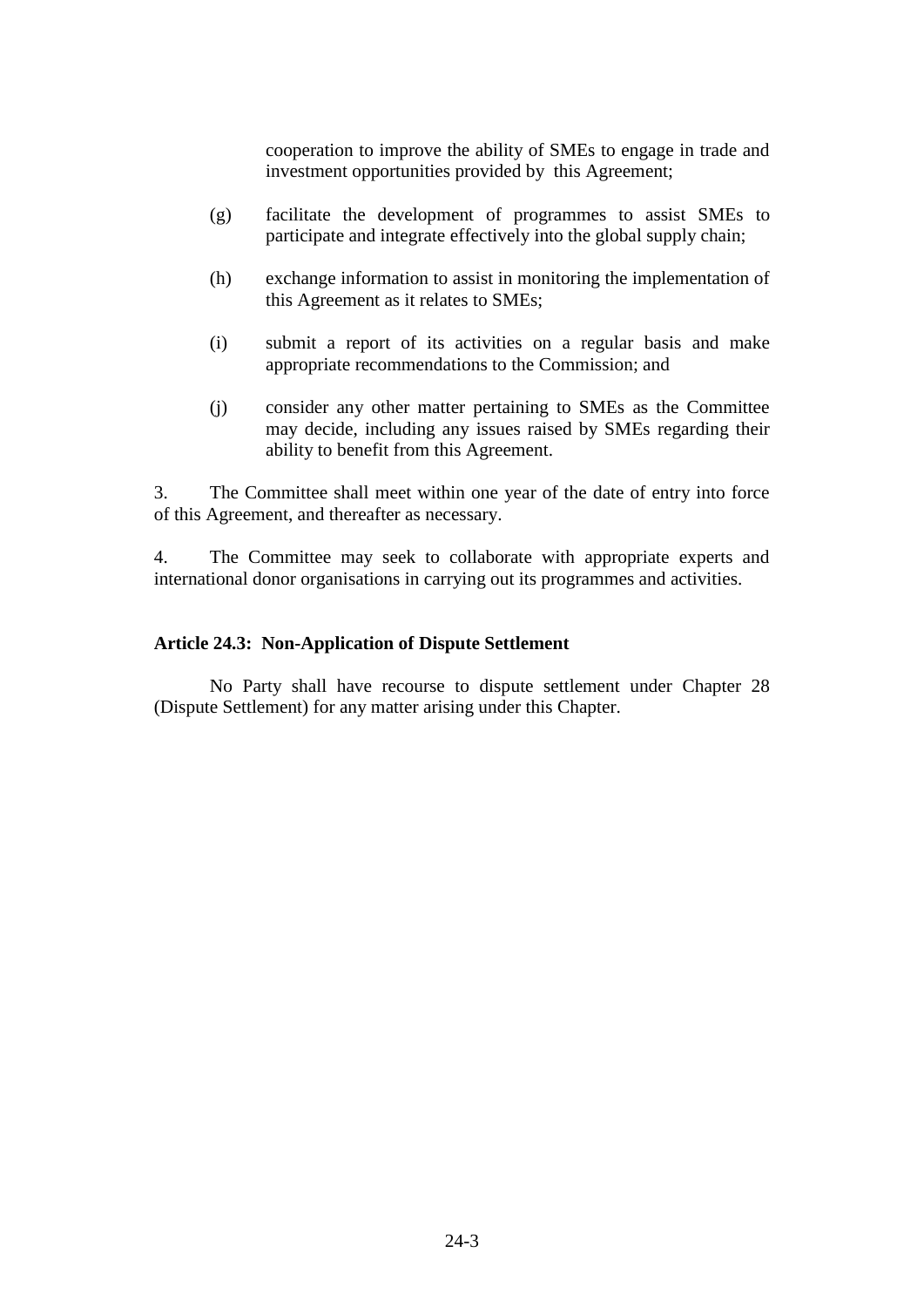cooperation to improve the ability of SMEs to engage in trade and investment opportunities provided by this Agreement;

(g) facilitate the development of programmes to assist SMEs to participate and integrate effectively into the global supply chain;

(h) exchange information to assist in monitoring the implementation of this Agreement as it relates to SMEs;

(i) submit a report of its activities on a regular basis and make appropriate recommendations to the Commission; and

(j) consider any other matter pertaining to SMEs as the Committee may decide, including any issues raised by SMEs regarding their ability to benefit from this Agreement.

3. The Committee shall meet within one year of the date of entry into force of this Agreement, and thereafter as necessary.

4. The Committee may seek to collaborate with appropriate experts and international donor organisations in carrying out its programmes and activities.

**Article 24.3: Non-Application of Dispute Settlement**

No Party shall have recourse to dispute settlement under Chapter 28 (Dispute Settlement) for any matter arising under this Chapter.